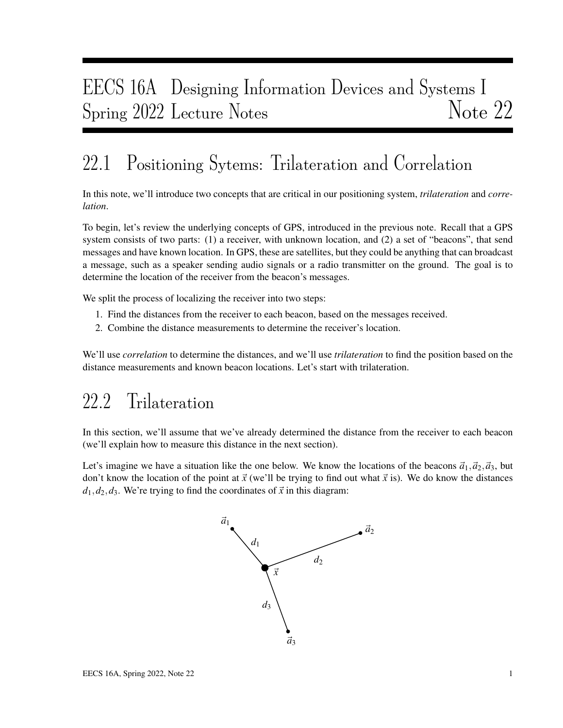# EECS 16A Designing Information Devices and Systems I
# Spring 2022 Lecture Notes Note 22

## 22.1 Positioning Sytems: Trilateration and Correlation

In this note, we'll introduce two concepts that are critical in our positioning system, *trilateration* and *correlation*.

To begin, let's review the underlying concepts of GPS, introduced in the previous note. Recall that a GPS system consists of two parts: (1) a receiver, with unknown location, and (2) a set of "beacons", that send messages and have known location. In GPS, these are satellites, but they could be anything that can broadcast a message, such as a speaker sending audio signals or a radio transmitter on the ground. The goal is to determine the location of the receiver from the beacon's messages.

We split the process of localizing the receiver into two steps:

1. Find the distances from the receiver to each beacon, based on the messages received.
2. Combine the distance measurements to determine the receiver's location.

We'll use *correlation* to determine the distances, and we'll use *trilateration* to find the position based on the distance measurements and known beacon locations. Let's start with trilateration.

## 22.2 Trilateration

In this section, we'll assume that we've already determined the distance from the receiver to each beacon (we'll explain how to measure this distance in the next section).

Let's imagine we have a situation like the one below. We know the locations of the beacons $\vec{a}_1, \vec{a}_2, \vec{a}_3$, but don't know the location of the point at $\vec{x}$ (we'll be trying to find out what $\vec{x}$ is). We do know the distances $d_1, d_2, d_3$. We're trying to find the coordinates of $\vec{x}$ in this diagram: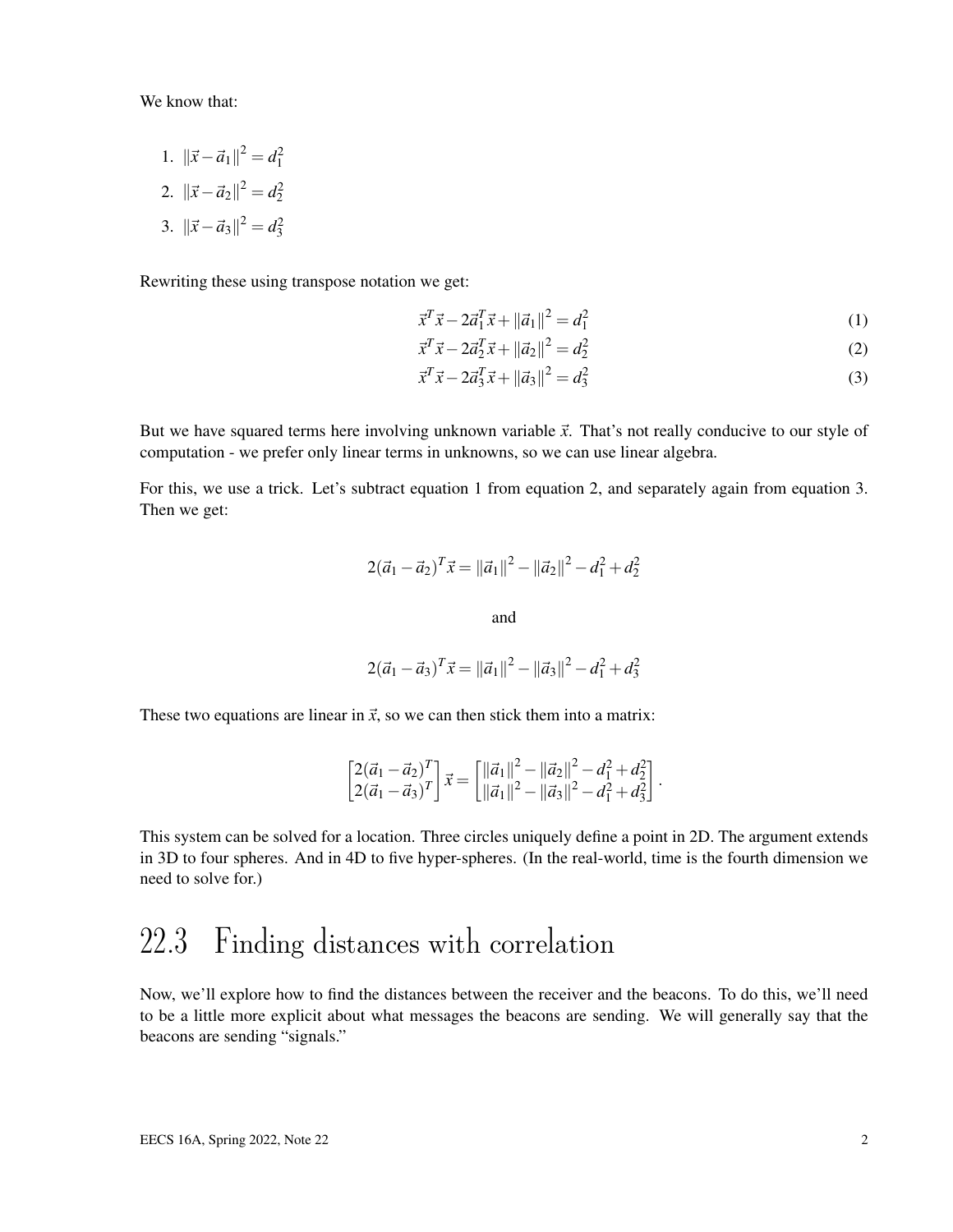We know that:

1. $\|\vec{x}-\vec{a}_1\|^2 = d_1^2$
2. $\|\vec{x}-\vec{a}_2\|^2 = d_2^2$
3. $\|\vec{x}-\vec{a}_3\|^2 = d_3^2$

Rewriting these using transpose notation we get:

$$\vec{x}^T\vec{x} - 2\vec{a}_1^T\vec{x} + \|\vec{a}_1\|^2 = d_1^2 \tag{1}$$

$$\vec{x}^T\vec{x} - 2\vec{a}_2^T\vec{x} + \|\vec{a}_2\|^2 = d_2^2 \tag{2}$$

$$\vec{x}^T\vec{x} - 2\vec{a}_3^T\vec{x} + \|\vec{a}_3\|^2 = d_3^2 \tag{3}$$

But we have squared terms here involving unknown variable $\vec{x}$. That's not really conducive to our style of computation - we prefer only linear terms in unknowns, so we can use linear algebra.

For this, we use a trick. Let's subtract equation 1 from equation 2, and separately again from equation 3. Then we get:

$$2(\vec{a}_1-\vec{a}_2)^T\vec{x} = \|\vec{a}_1\|^2 - \|\vec{a}_2\|^2 - d_1^2 + d_2^2$$

and

$$2(\vec{a}_1-\vec{a}_3)^T\vec{x} = \|\vec{a}_1\|^2 - \|\vec{a}_3\|^2 - d_1^2 + d_3^2$$

These two equations are linear in $\vec{x}$, so we can then stick them into a matrix:

$$\begin{bmatrix} 2(\vec{a}_1-\vec{a}_2)^T \\ 2(\vec{a}_1-\vec{a}_3)^T \end{bmatrix} \vec{x} = \begin{bmatrix} \|\vec{a}_1\|^2 - \|\vec{a}_2\|^2 - d_1^2 + d_2^2 \\ \|\vec{a}_1\|^2 - \|\vec{a}_3\|^2 - d_1^2 + d_3^2 \end{bmatrix}.$$

This system can be solved for a location. Three circles uniquely define a point in 2D. The argument extends in 3D to four spheres. And in 4D to five hyper-spheres. (In the real-world, time is the fourth dimension we need to solve for.)

## 22.3 Finding distances with correlation

Now, we'll explore how to find the distances between the receiver and the beacons. To do this, we'll need to be a little more explicit about what messages the beacons are sending. We will generally say that the beacons are sending "signals."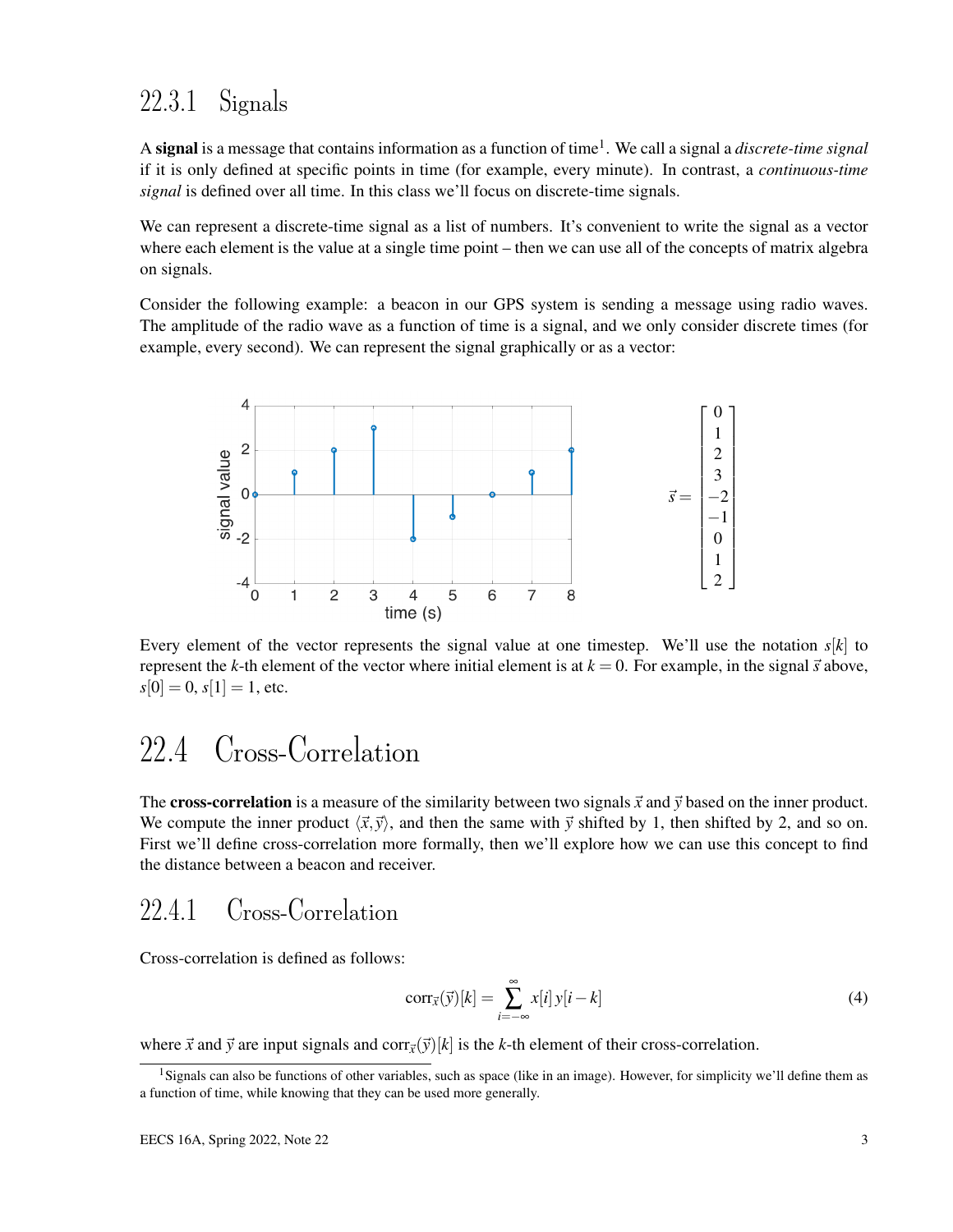### 22.3.1 Signals

A **signal** is a message that contains information as a function of time[1]. We call a signal a *discrete-time signal* if it is only defined at specific points in time (for example, every minute). In contrast, a *continuous-time signal* is defined over all time. In this class we'll focus on discrete-time signals.

We can represent a discrete-time signal as a list of numbers. It's convenient to write the signal as a vector where each element is the value at a single time point – then we can use all of the concepts of matrix algebra on signals.

Consider the following example: a beacon in our GPS system is sending a message using radio waves. The amplitude of the radio wave as a function of time is a signal, and we only consider discrete times (for example, every second). We can represent the signal graphically or as a vector:

$$\vec{s} = \begin{bmatrix} 0 \\ 1 \\ 2 \\ 3 \\ -2 \\ -1 \\ 0 \\ 1 \\ 2 \end{bmatrix}$$

Every element of the vector represents the signal value at one timestep. We'll use the notation $s[k]$ to represent the $k$-th element of the vector where initial element is at $k = 0$. For example, in the signal $\vec{s}$ above, $s[0] = 0$, $s[1] = 1$, etc.

## 22.4 Cross-Correlation

The **cross-correlation** is a measure of the similarity between two signals $\vec{x}$ and $\vec{y}$ based on the inner product. We compute the inner product $\langle \vec{x}, \vec{y} \rangle$, and then the same with $\vec{y}$ shifted by 1, then shifted by 2, and so on. First we'll define cross-correlation more formally, then we'll explore how we can use this concept to find the distance between a beacon and receiver.

### 22.4.1 Cross-Correlation

Cross-correlation is defined as follows:

$$\text{corr}_{\vec{x}}(\vec{y})[k] = \sum_{i=-\infty}^{\infty} x[i]\, y[i-k] \tag{4}$$

where $\vec{x}$ and $\vec{y}$ are input signals and $\text{corr}_{\vec{x}}(\vec{y})[k]$ is the $k$-th element of their cross-correlation.

[1] Signals can also be functions of other variables, such as space (like in an image). However, for simplicity we'll define them as a function of time, while knowing that they can be used more generally.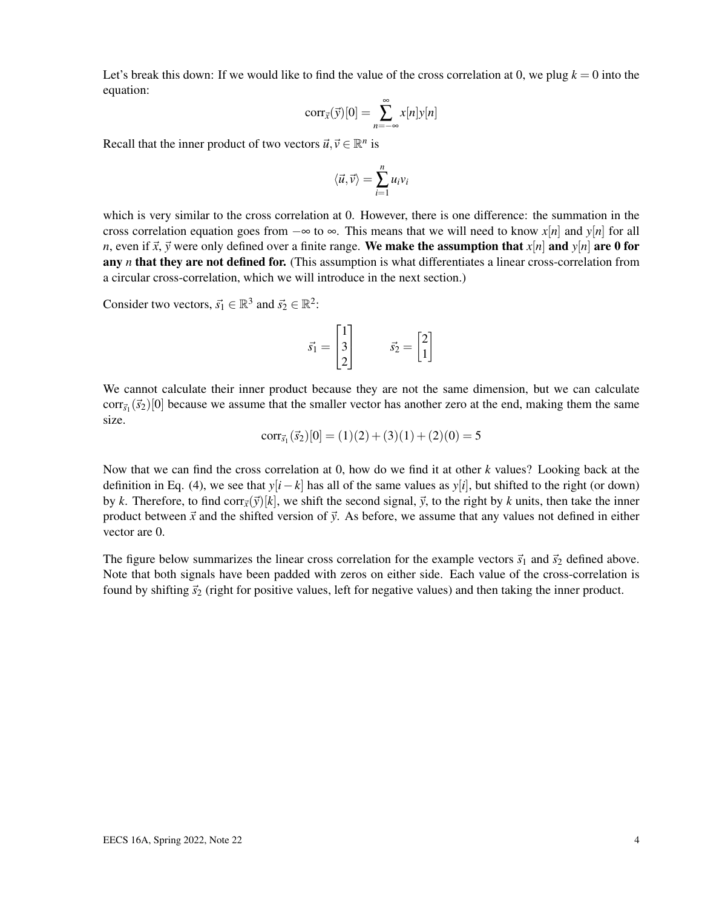Let's break this down: If we would like to find the value of the cross correlation at 0, we plug $k = 0$ into the equation:

$$\text{corr}_{\vec{x}}(\vec{y})[0] = \sum_{n=-\infty}^{\infty} x[n]y[n]$$

Recall that the inner product of two vectors $\vec{u}, \vec{v} \in \mathbb{R}^n$ is

$$\langle \vec{u}, \vec{v} \rangle = \sum_{i=1}^{n} u_i v_i$$

which is very similar to the cross correlation at 0. However, there is one difference: the summation in the cross correlation equation goes from $-\infty$ to $\infty$. This means that we will need to know $x[n]$ and $y[n]$ for all $n$, even if $\vec{x}$, $\vec{y}$ were only defined over a finite range. **We make the assumption that $x[n]$ and $y[n]$ are 0 for any $n$ that they are not defined for.** (This assumption is what differentiates a linear cross-correlation from a circular cross-correlation, which we will introduce in the next section.)

Consider two vectors, $\vec{s_1} \in \mathbb{R}^3$ and $\vec{s_2} \in \mathbb{R}^2$:

$$\vec{s_1} = \begin{bmatrix} 1 \\ 3 \\ 2 \end{bmatrix} \qquad \vec{s_2} = \begin{bmatrix} 2 \\ 1 \end{bmatrix}$$

We cannot calculate their inner product because they are not the same dimension, but we can calculate $\text{corr}_{\vec{s_1}}(\vec{s_2})[0]$ because we assume that the smaller vector has another zero at the end, making them the same size.

$$\text{corr}_{\vec{s_1}}(\vec{s_2})[0] = (1)(2) + (3)(1) + (2)(0) = 5$$

Now that we can find the cross correlation at 0, how do we find it at other $k$ values? Looking back at the definition in Eq. (4), we see that $y[i-k]$ has all of the same values as $y[i]$, but shifted to the right (or down) by $k$. Therefore, to find $\text{corr}_{\vec{x}}(\vec{y})[k]$, we shift the second signal, $\vec{y}$, to the right by $k$ units, then take the inner product between $\vec{x}$ and the shifted version of $\vec{y}$. As before, we assume that any values not defined in either vector are 0.

The figure below summarizes the linear cross correlation for the example vectors $\vec{s_1}$ and $\vec{s_2}$ defined above. Note that both signals have been padded with zeros on either side. Each value of the cross-correlation is found by shifting $\vec{s_2}$ (right for positive values, left for negative values) and then taking the inner product.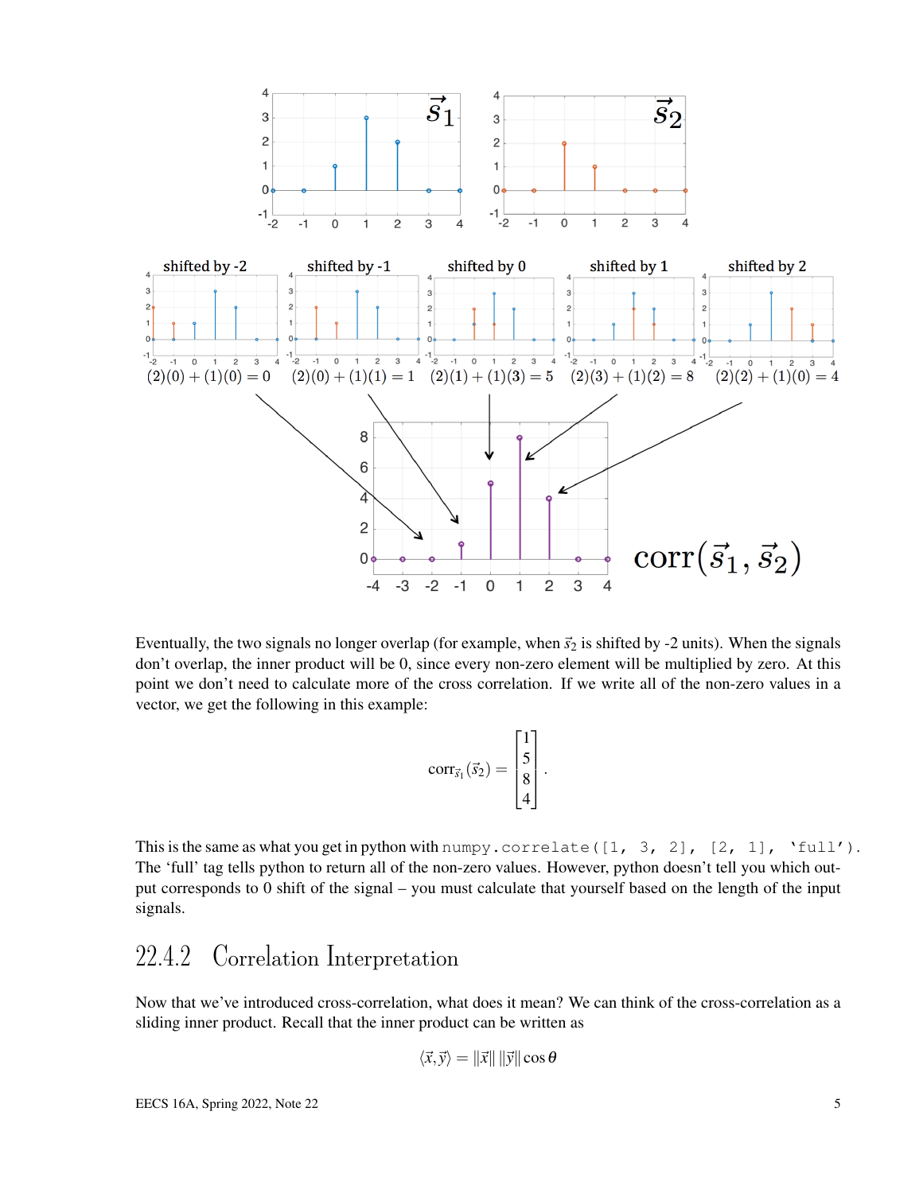shifted by -2

$(2)(0)+(1)(0)=0$

shifted by -1

$(2)(0)+(1)(1)=1$

shifted by 0

$(2)(1)+(1)(3)=5$

shifted by 1

$(2)(3)+(1)(2)=8$

shifted by 2

$(2)(2)+(1)(0)=4$

$\text{corr}(\vec{s}_1, \vec{s}_2)$

Eventually, the two signals no longer overlap (for example, when $\vec{s}_2$ is shifted by -2 units). When the signals don't overlap, the inner product will be 0, since every non-zero element will be multiplied by zero. At this point we don't need to calculate more of the cross correlation. If we write all of the non-zero values in a vector, we get the following in this example:

$$\text{corr}_{\vec{s}_1}(\vec{s}_2) = \begin{bmatrix} 1 \\ 5 \\ 8 \\ 4 \end{bmatrix}.$$

This is the same as what you get in python with `numpy.correlate([1, 3, 2], [2, 1], 'full')`. The 'full' tag tells python to return all of the non-zero values. However, python doesn't tell you which output corresponds to 0 shift of the signal – you must calculate that yourself based on the length of the input signals.

## 22.4.2 Correlation Interpretation

Now that we've introduced cross-correlation, what does it mean? We can think of the cross-correlation as a sliding inner product. Recall that the inner product can be written as

$$\langle \vec{x}, \vec{y} \rangle = \|\vec{x}\| \, \|\vec{y}\| \cos\theta$$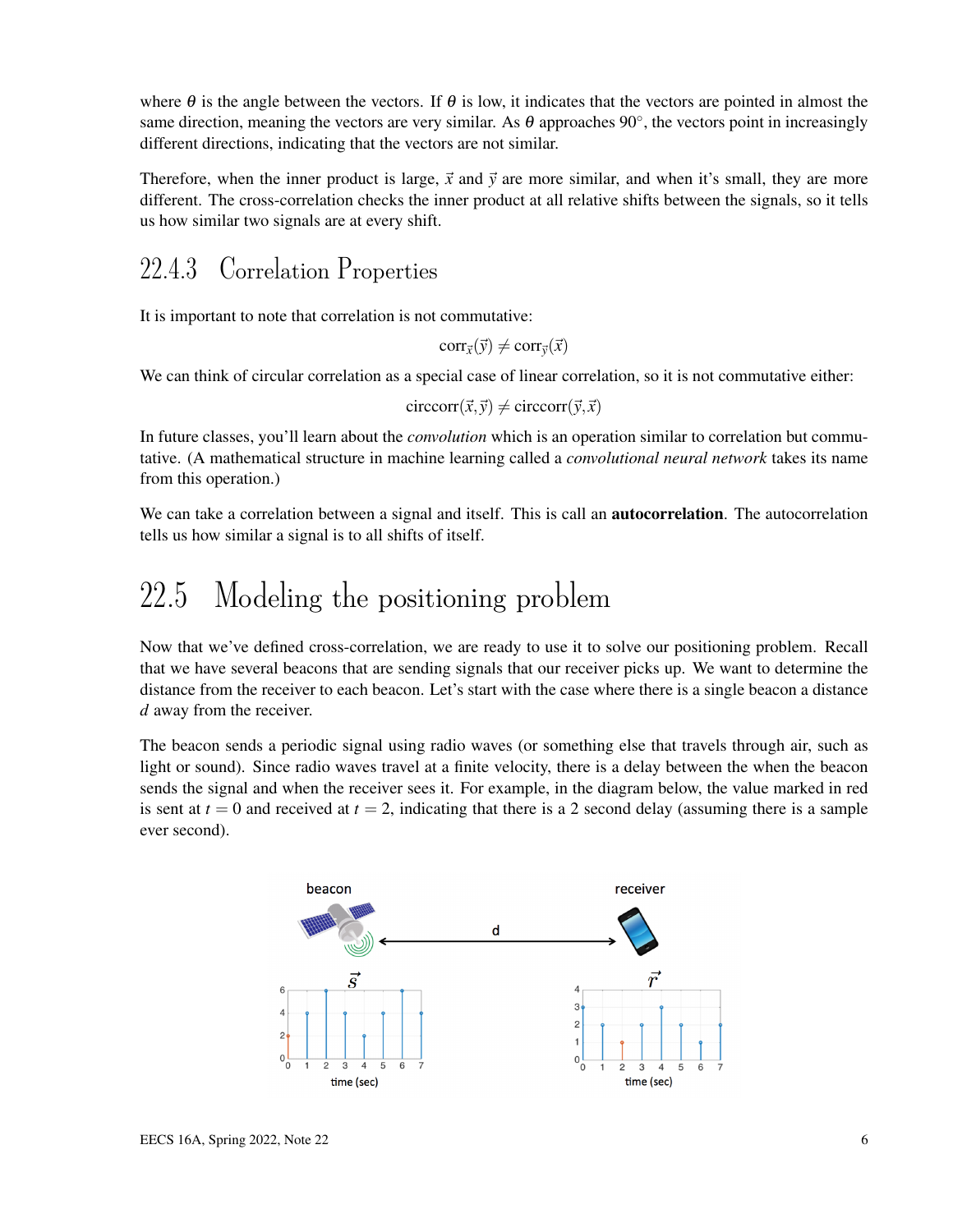where $\theta$ is the angle between the vectors. If $\theta$ is low, it indicates that the vectors are pointed in almost the same direction, meaning the vectors are very similar. As $\theta$ approaches $90^\circ$, the vectors point in increasingly different directions, indicating that the vectors are not similar.

Therefore, when the inner product is large, $\vec{x}$ and $\vec{y}$ are more similar, and when it's small, they are more different. The cross-correlation checks the inner product at all relative shifts between the signals, so it tells us how similar two signals are at every shift.

### 22.4.3 Correlation Properties

It is important to note that correlation is not commutative:

$$\text{corr}_{\vec{x}}(\vec{y}) \neq \text{corr}_{\vec{y}}(\vec{x})$$

We can think of circular correlation as a special case of linear correlation, so it is not commutative either:

$$\text{circcorr}(\vec{x}, \vec{y}) \neq \text{circcorr}(\vec{y}, \vec{x})$$

In future classes, you'll learn about the *convolution* which is an operation similar to correlation but commutative. (A mathematical structure in machine learning called a *convolutional neural network* takes its name from this operation.)

We can take a correlation between a signal and itself. This is call an **autocorrelation**. The autocorrelation tells us how similar a signal is to all shifts of itself.

## 22.5 Modeling the positioning problem

Now that we've defined cross-correlation, we are ready to use it to solve our positioning problem. Recall that we have several beacons that are sending signals that our receiver picks up. We want to determine the distance from the receiver to each beacon. Let's start with the case where there is a single beacon a distance $d$ away from the receiver.

The beacon sends a periodic signal using radio waves (or something else that travels through air, such as light or sound). Since radio waves travel at a finite velocity, there is a delay between the when the beacon sends the signal and when the receiver sees it. For example, in the diagram below, the value marked in red is sent at $t = 0$ and received at $t = 2$, indicating that there is a 2 second delay (assuming there is a sample ever second).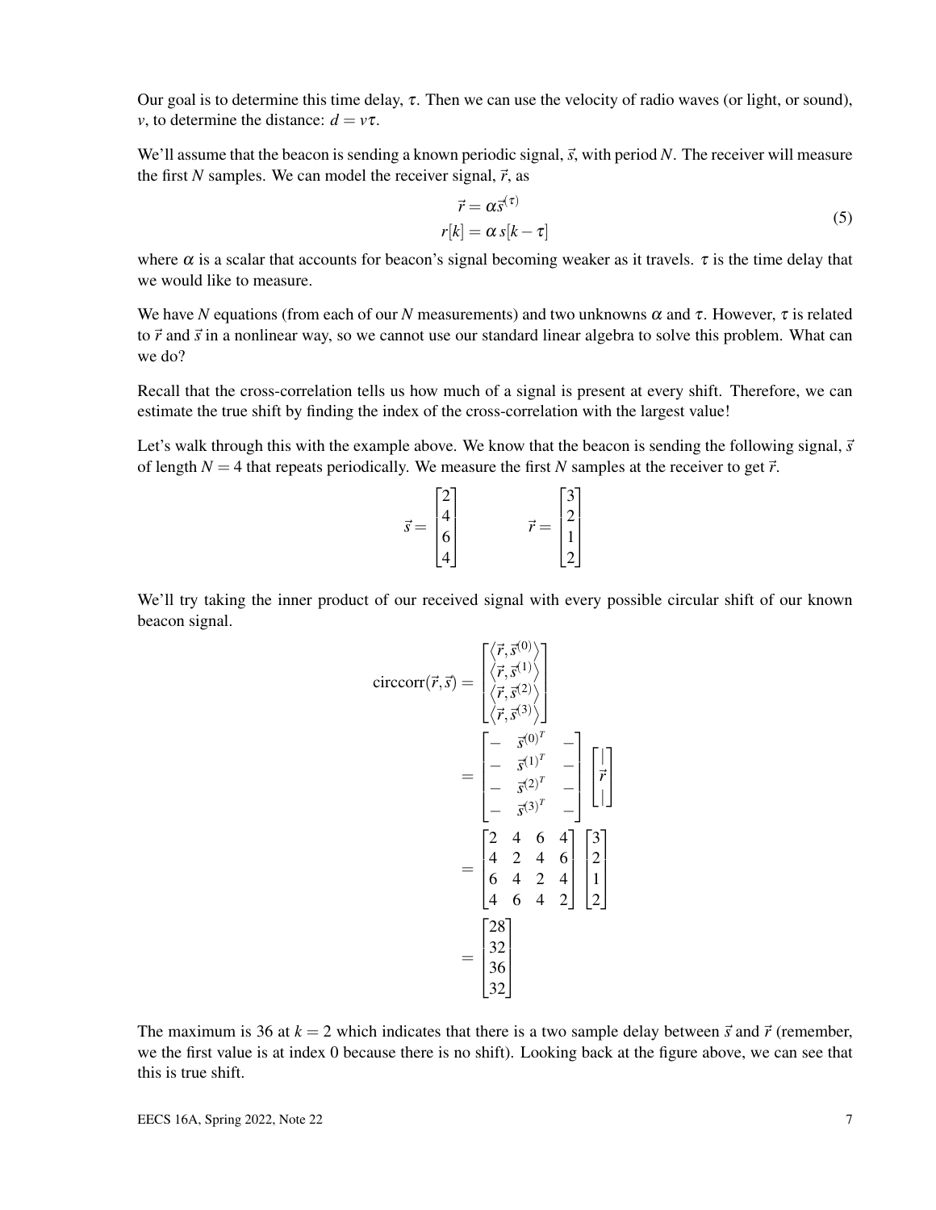Our goal is to determine this time delay, $\tau$. Then we can use the velocity of radio waves (or light, or sound), $v$, to determine the distance: $d = v\tau$.

We'll assume that the beacon is sending a known periodic signal, $\vec{s}$, with period $N$. The receiver will measure the first $N$ samples. We can model the receiver signal, $\vec{r}$, as

$$
\begin{aligned}
\vec{r} &= \alpha \vec{s}^{(\tau)} \\
r[k] &= \alpha\, s[k-\tau]
\end{aligned}
\tag{5}
$$

where $\alpha$ is a scalar that accounts for beacon's signal becoming weaker as it travels. $\tau$ is the time delay that we would like to measure.

We have $N$ equations (from each of our $N$ measurements) and two unknowns $\alpha$ and $\tau$. However, $\tau$ is related to $\vec{r}$ and $\vec{s}$ in a nonlinear way, so we cannot use our standard linear algebra to solve this problem. What can we do?

Recall that the cross-correlation tells us how much of a signal is present at every shift. Therefore, we can estimate the true shift by finding the index of the cross-correlation with the largest value!

Let's walk through this with the example above. We know that the beacon is sending the following signal, $\vec{s}$ of length $N = 4$ that repeats periodically. We measure the first $N$ samples at the receiver to get $\vec{r}$.

$$
\vec{s} = \begin{bmatrix} 2 \\ 4 \\ 6 \\ 4 \end{bmatrix} \qquad \vec{r} = \begin{bmatrix} 3 \\ 2 \\ 1 \\ 2 \end{bmatrix}
$$

We'll try taking the inner product of our received signal with every possible circular shift of our known beacon signal.

$$
\begin{aligned}
\text{circcorr}(\vec{r}, \vec{s}) &= \begin{bmatrix} \left\langle \vec{r}, \vec{s}^{(0)} \right\rangle \\ \left\langle \vec{r}, \vec{s}^{(1)} \right\rangle \\ \left\langle \vec{r}, \vec{s}^{(2)} \right\rangle \\ \left\langle \vec{r}, \vec{s}^{(3)} \right\rangle \end{bmatrix} \\
&= \begin{bmatrix} - & \vec{s}^{(0)^T} & - \\ - & \vec{s}^{(1)^T} & - \\ - & \vec{s}^{(2)^T} & - \\ - & \vec{s}^{(3)^T} & - \end{bmatrix} \begin{bmatrix} | \\ \vec{r} \\ | \end{bmatrix} \\
&= \begin{bmatrix} 2 & 4 & 6 & 4 \\ 4 & 2 & 4 & 6 \\ 6 & 4 & 2 & 4 \\ 4 & 6 & 4 & 2 \end{bmatrix} \begin{bmatrix} 3 \\ 2 \\ 1 \\ 2 \end{bmatrix} \\
&= \begin{bmatrix} 28 \\ 32 \\ 36 \\ 32 \end{bmatrix}
\end{aligned}
$$

The maximum is 36 at $k = 2$ which indicates that there is a two sample delay between $\vec{s}$ and $\vec{r}$ (remember, we the first value is at index 0 because there is no shift). Looking back at the figure above, we can see that this is true shift.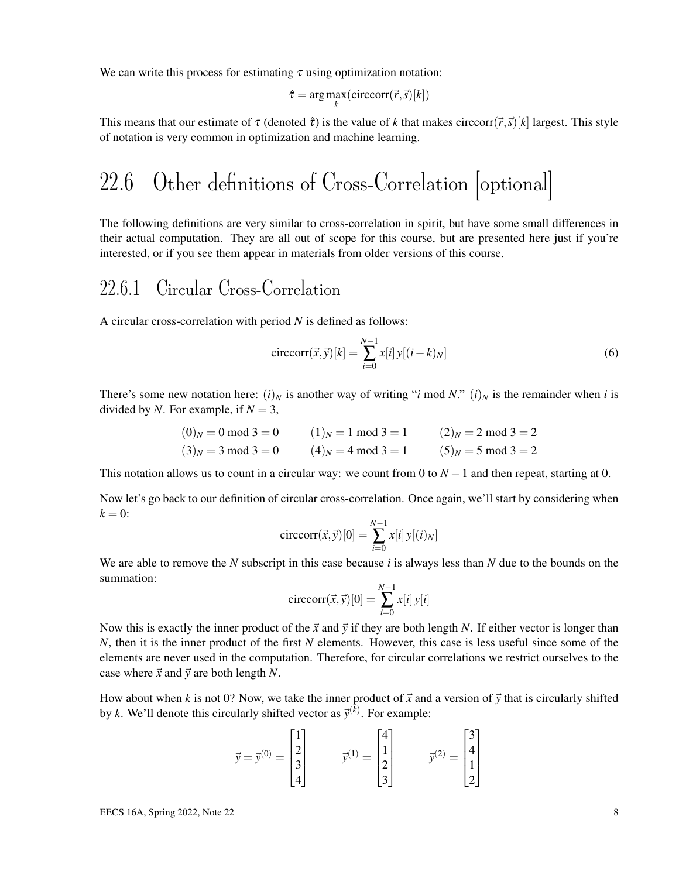We can write this process for estimating $\tau$ using optimization notation:

$$\hat{\tau} = \arg\max_{k}(\text{circcorr}(\vec{r}, \vec{s})[k])$$

This means that our estimate of $\tau$ (denoted $\hat{\tau}$) is the value of $k$ that makes $\text{circcorr}(\vec{r}, \vec{s})[k]$ largest. This style of notation is very common in optimization and machine learning.

# 22.6 Other definitions of Cross-Correlation [optional]

The following definitions are very similar to cross-correlation in spirit, but have some small differences in their actual computation. They are all out of scope for this course, but are presented here just if you're interested, or if you see them appear in materials from older versions of this course.

## 22.6.1 Circular Cross-Correlation

A circular cross-correlation with period $N$ is defined as follows:

$$\text{circcorr}(\vec{x}, \vec{y})[k] = \sum_{i=0}^{N-1} x[i]\, y[(i-k)_N] \tag{6}$$

There's some new notation here: $(i)_N$ is another way of writing "$i$ mod $N$." $(i)_N$ is the remainder when $i$ is divided by $N$. For example, if $N = 3$,

$$(0)_N = 0 \bmod 3 = 0 \qquad (1)_N = 1 \bmod 3 = 1 \qquad (2)_N = 2 \bmod 3 = 2$$
$$(3)_N = 3 \bmod 3 = 0 \qquad (4)_N = 4 \bmod 3 = 1 \qquad (5)_N = 5 \bmod 3 = 2$$

This notation allows us to count in a circular way: we count from 0 to $N-1$ and then repeat, starting at 0.

Now let's go back to our definition of circular cross-correlation. Once again, we'll start by considering when $k = 0$:

$$\text{circcorr}(\vec{x}, \vec{y})[0] = \sum_{i=0}^{N-1} x[i]\, y[(i)_N]$$

We are able to remove the $N$ subscript in this case because $i$ is always less than $N$ due to the bounds on the summation:

$$\text{circcorr}(\vec{x}, \vec{y})[0] = \sum_{i=0}^{N-1} x[i]\, y[i]$$

Now this is exactly the inner product of the $\vec{x}$ and $\vec{y}$ if they are both length $N$. If either vector is longer than $N$, then it is the inner product of the first $N$ elements. However, this case is less useful since some of the elements are never used in the computation. Therefore, for circular correlations we restrict ourselves to the case where $\vec{x}$ and $\vec{y}$ are both length $N$.

How about when $k$ is not 0? Now, we take the inner product of $\vec{x}$ and a version of $\vec{y}$ that is circularly shifted by $k$. We'll denote this circularly shifted vector as $\vec{y}^{(k)}$. For example:

$$\vec{y} = \vec{y}^{(0)} = \begin{bmatrix} 1 \\ 2 \\ 3 \\ 4 \end{bmatrix} \qquad \vec{y}^{(1)} = \begin{bmatrix} 4 \\ 1 \\ 2 \\ 3 \end{bmatrix} \qquad \vec{y}^{(2)} = \begin{bmatrix} 3 \\ 4 \\ 1 \\ 2 \end{bmatrix}$$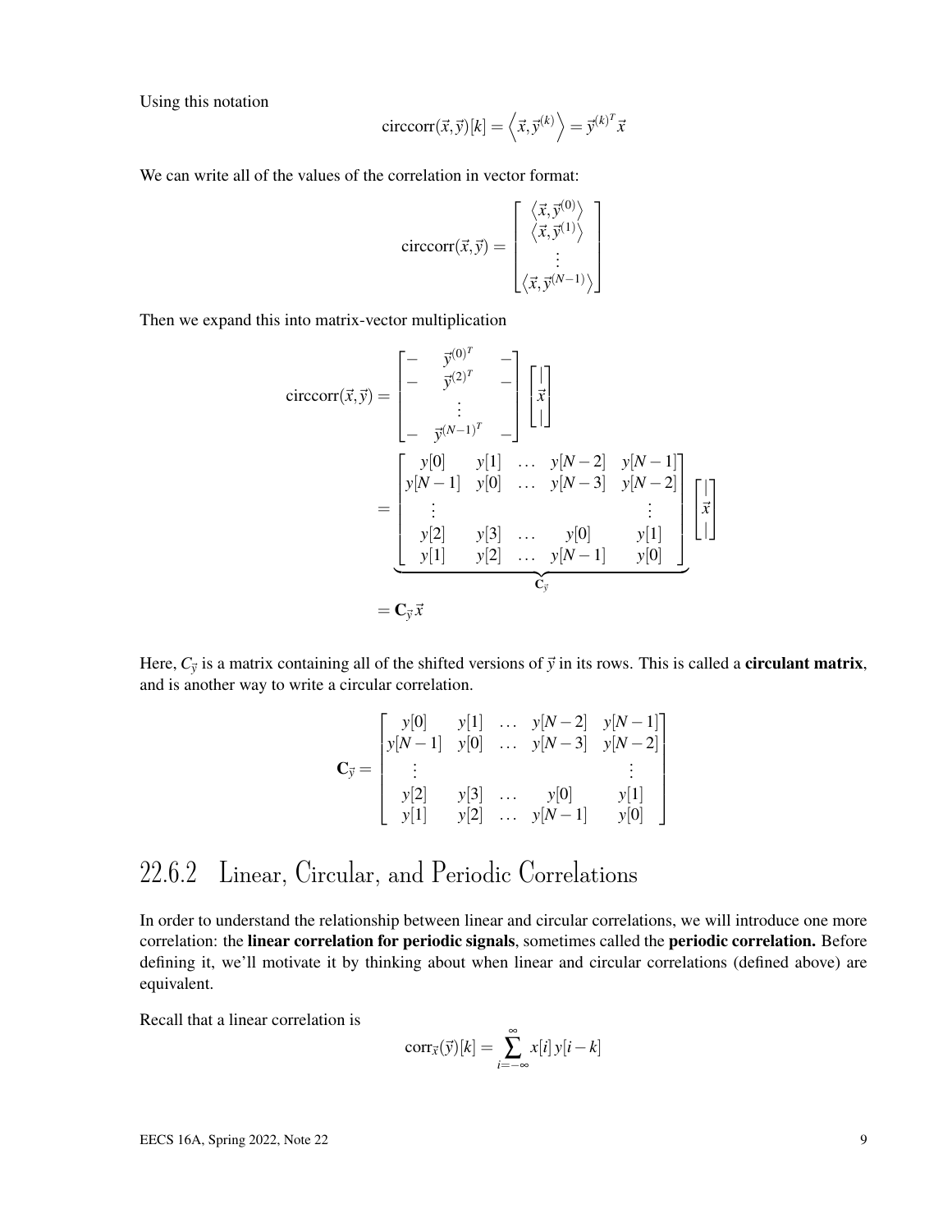Using this notation

$$\text{circcorr}(\vec{x}, \vec{y})[k] = \left\langle \vec{x}, \vec{y}^{(k)} \right\rangle = \vec{y}^{(k)^T} \vec{x}$$

We can write all of the values of the correlation in vector format:

$$\text{circcorr}(\vec{x}, \vec{y}) = \begin{bmatrix} \left\langle \vec{x}, \vec{y}^{(0)} \right\rangle \\ \left\langle \vec{x}, \vec{y}^{(1)} \right\rangle \\ \vdots \\ \left\langle \vec{x}, \vec{y}^{(N-1)} \right\rangle \end{bmatrix}$$

Then we expand this into matrix-vector multiplication

$$\begin{aligned}
\text{circcorr}(\vec{x}, \vec{y}) &= \begin{bmatrix} - & \vec{y}^{(0)^T} & - \\ - & \vec{y}^{(2)^T} & - \\ & \vdots & \\ - & \vec{y}^{(N-1)^T} & - \end{bmatrix} \begin{bmatrix} | \\ \vec{x} \\ | \end{bmatrix} \\
&= \underbrace{\begin{bmatrix} y[0] & y[1] & \dots & y[N-2] & y[N-1] \\ y[N-1] & y[0] & \dots & y[N-3] & y[N-2] \\ \vdots & & & & \vdots \\ y[2] & y[3] & \dots & y[0] & y[1] \\ y[1] & y[2] & \dots & y[N-1] & y[0] \end{bmatrix}}_{\mathbf{C}_{\vec{y}}} \begin{bmatrix} | \\ \vec{x} \\ | \end{bmatrix} \\
&= \mathbf{C}_{\vec{y}} \vec{x}
\end{aligned}$$

Here, $C_{\vec{y}}$ is a matrix containing all of the shifted versions of $\vec{y}$ in its rows. This is called a **circulant matrix**, and is another way to write a circular correlation.

$$\mathbf{C}_{\vec{y}} = \begin{bmatrix} y[0] & y[1] & \dots & y[N-2] & y[N-1] \\ y[N-1] & y[0] & \dots & y[N-3] & y[N-2] \\ \vdots & & & & \vdots \\ y[2] & y[3] & \dots & y[0] & y[1] \\ y[1] & y[2] & \dots & y[N-1] & y[0] \end{bmatrix}$$

## 22.6.2 Linear, Circular, and Periodic Correlations

In order to understand the relationship between linear and circular correlations, we will introduce one more correlation: the **linear correlation for periodic signals**, sometimes called the **periodic correlation.** Before defining it, we'll motivate it by thinking about when linear and circular correlations (defined above) are equivalent.

Recall that a linear correlation is

$$\text{corr}_{\vec{x}}(\vec{y})[k] = \sum_{i=-\infty}^{\infty} x[i]\, y[i-k]$$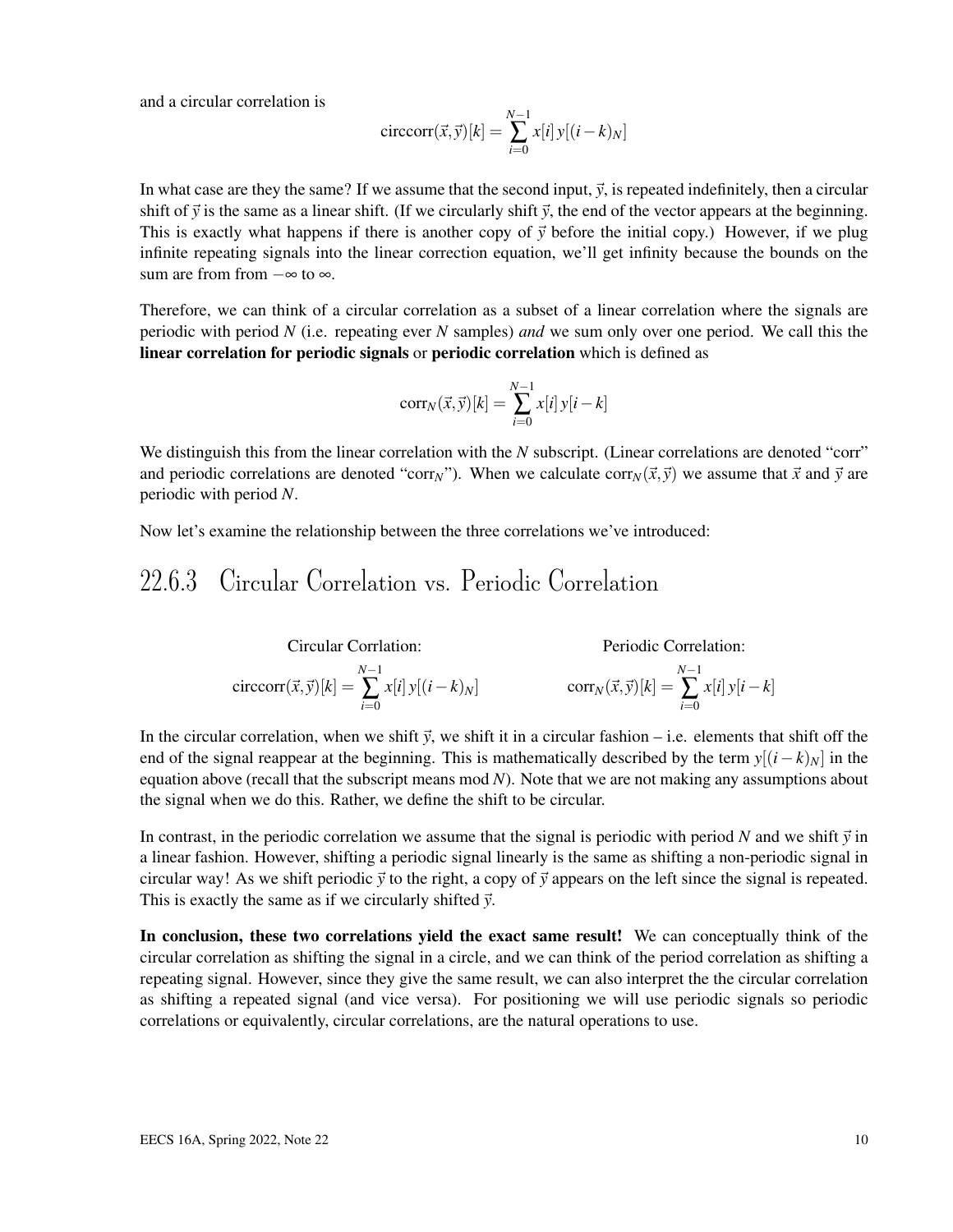and a circular correlation is

$$\text{circcorr}(\vec{x}, \vec{y})[k] = \sum_{i=0}^{N-1} x[i]\, y[(i-k)_N]$$

In what case are they the same? If we assume that the second input, $\vec{y}$, is repeated indefinitely, then a circular shift of $\vec{y}$ is the same as a linear shift. (If we circularly shift $\vec{y}$, the end of the vector appears at the beginning. This is exactly what happens if there is another copy of $\vec{y}$ before the initial copy.) However, if we plug infinite repeating signals into the linear correction equation, we'll get infinity because the bounds on the sum are from from $-\infty$ to $\infty$.

Therefore, we can think of a circular correlation as a subset of a linear correlation where the signals are periodic with period $N$ (i.e. repeating ever $N$ samples) *and* we sum only over one period. We call this the **linear correlation for periodic signals** or **periodic correlation** which is defined as

$$\text{corr}_N(\vec{x}, \vec{y})[k] = \sum_{i=0}^{N-1} x[i]\, y[i-k]$$

We distinguish this from the linear correlation with the $N$ subscript. (Linear correlations are denoted "corr" and periodic correlations are denoted "$\text{corr}_N$"). When we calculate $\text{corr}_N(\vec{x}, \vec{y})$ we assume that $\vec{x}$ and $\vec{y}$ are periodic with period $N$.

Now let's examine the relationship between the three correlations we've introduced:

## 22.6.3 Circular Correlation vs. Periodic Correlation

Circular Corrlation:

$$\text{circcorr}(\vec{x}, \vec{y})[k] = \sum_{i=0}^{N-1} x[i]\, y[(i-k)_N]$$

Periodic Correlation:

$$\text{corr}_N(\vec{x}, \vec{y})[k] = \sum_{i=0}^{N-1} x[i]\, y[i-k]$$

In the circular correlation, when we shift $\vec{y}$, we shift it in a circular fashion – i.e. elements that shift off the end of the signal reappear at the beginning. This is mathematically described by the term $y[(i-k)_N]$ in the equation above (recall that the subscript means mod $N$). Note that we are not making any assumptions about the signal when we do this. Rather, we define the shift to be circular.

In contrast, in the periodic correlation we assume that the signal is periodic with period $N$ and we shift $\vec{y}$ in a linear fashion. However, shifting a periodic signal linearly is the same as shifting a non-periodic signal in circular way! As we shift periodic $\vec{y}$ to the right, a copy of $\vec{y}$ appears on the left since the signal is repeated. This is exactly the same as if we circularly shifted $\vec{y}$.

**In conclusion, these two correlations yield the exact same result!** We can conceptually think of the circular correlation as shifting the signal in a circle, and we can think of the period correlation as shifting a repeating signal. However, since they give the same result, we can also interpret the the circular correlation as shifting a repeated signal (and vice versa). For positioning we will use periodic signals so periodic correlations or equivalently, circular correlations, are the natural operations to use.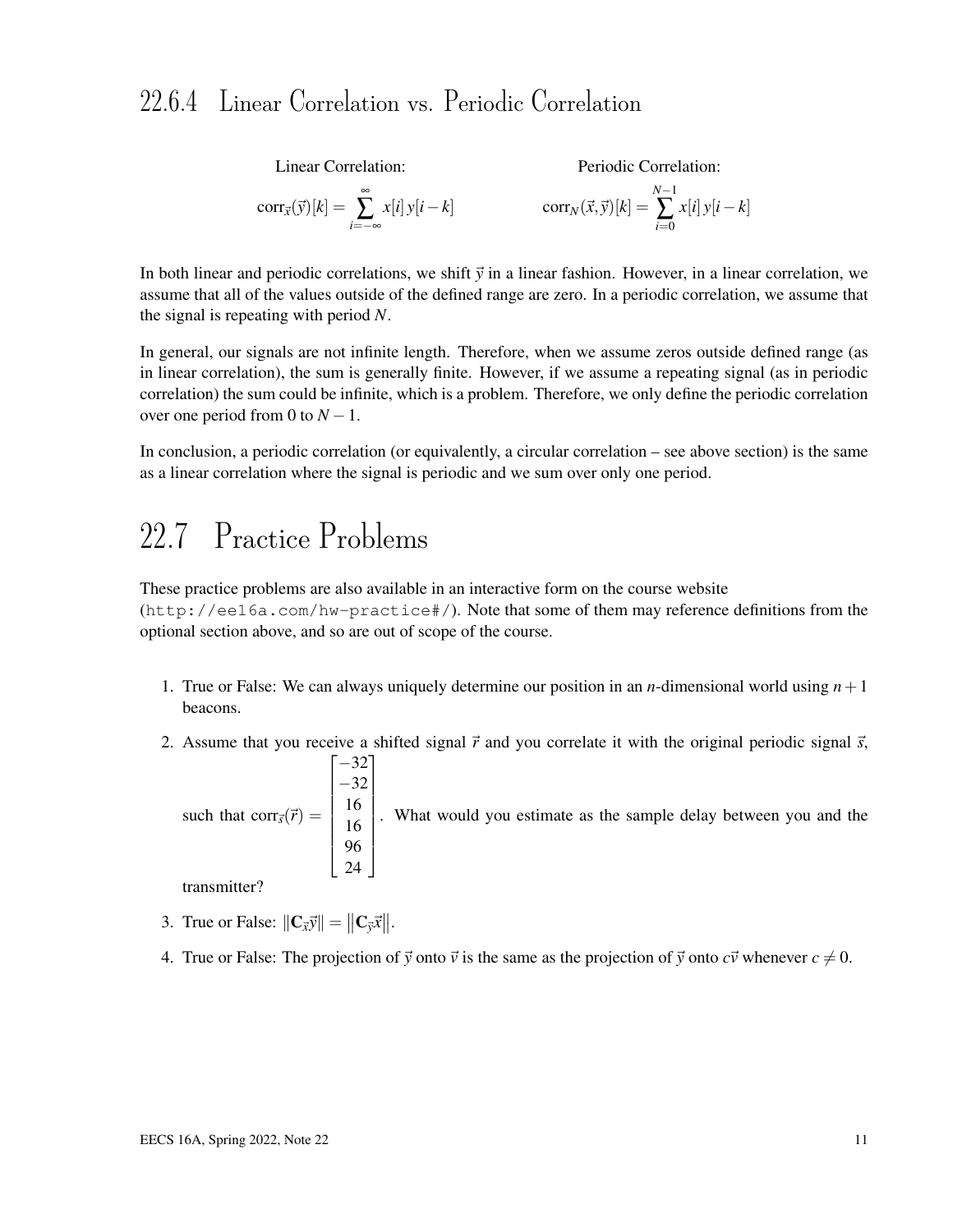### 22.6.4 Linear Correlation vs. Periodic Correlation

Linear Correlation:

$$\text{corr}_{\vec{x}}(\vec{y})[k] = \sum_{i=-\infty}^{\infty} x[i]\, y[i-k]$$

Periodic Correlation:

$$\text{corr}_N(\vec{x}, \vec{y})[k] = \sum_{i=0}^{N-1} x[i]\, y[i-k]$$

In both linear and periodic correlations, we shift $\vec{y}$ in a linear fashion. However, in a linear correlation, we assume that all of the values outside of the defined range are zero. In a periodic correlation, we assume that the signal is repeating with period $N$.

In general, our signals are not infinite length. Therefore, when we assume zeros outside defined range (as in linear correlation), the sum is generally finite. However, if we assume a repeating signal (as in periodic correlation) the sum could be infinite, which is a problem. Therefore, we only define the periodic correlation over one period from 0 to $N-1$.

In conclusion, a periodic correlation (or equivalently, a circular correlation – see above section) is the same as a linear correlation where the signal is periodic and we sum over only one period.

## 22.7 Practice Problems

These practice problems are also available in an interactive form on the course website (http://ee16a.com/hw-practice#/). Note that some of them may reference definitions from the optional section above, and so are out of scope of the course.

1. True or False: We can always uniquely determine our position in an $n$-dimensional world using $n+1$ beacons.

2. Assume that you receive a shifted signal $\vec{r}$ and you correlate it with the original periodic signal $\vec{s}$, such that $\text{corr}_{\vec{s}}(\vec{r}) = \begin{bmatrix} -32 \\ -32 \\ 16 \\ 16 \\ 96 \\ 24 \end{bmatrix}$. What would you estimate as the sample delay between you and the transmitter?

3. True or False: $\|\mathbf{C}_{\vec{x}}\vec{y}\| = \|\mathbf{C}_{\vec{y}}\vec{x}\|$.

4. True or False: The projection of $\vec{y}$ onto $\vec{v}$ is the same as the projection of $\vec{y}$ onto $c\vec{v}$ whenever $c \neq 0$.